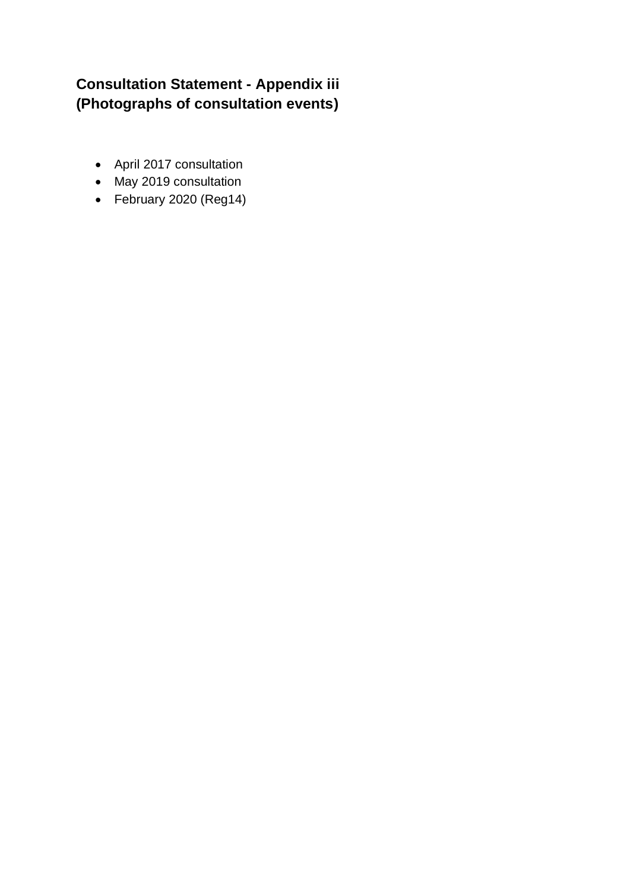# Consultation Statement - Appendix iii (Photographs of consultation events)

- April 2017 consultation
- May 2019 consultation
- February 2020 (Reg14)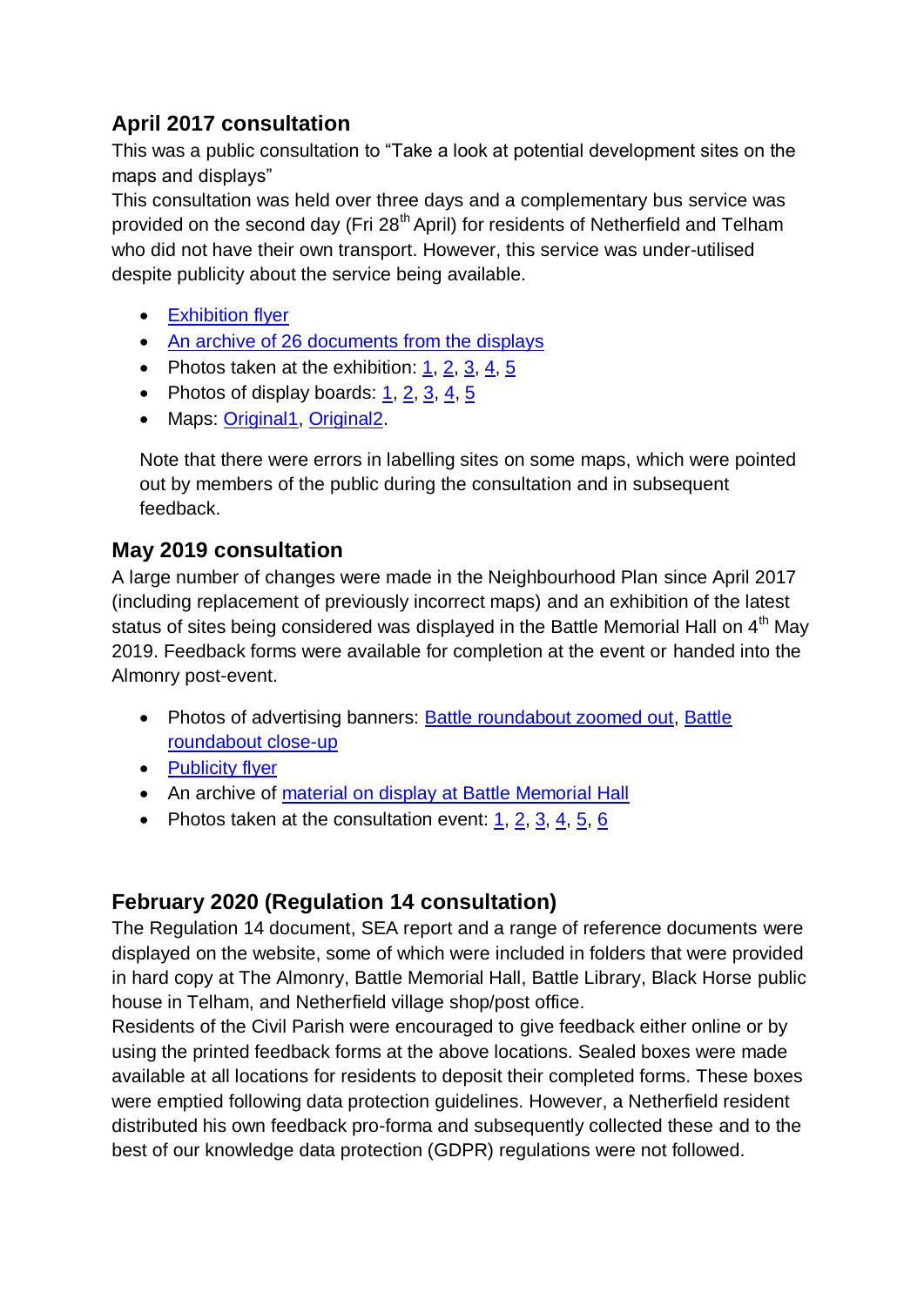## April 2017 consultation

This was a public consultation to "Take a look at potential development sites on the maps and displays"

This consultation was held over three days and a complementary bus service was provided on the second day (Fri 28th April) for residents of Netherfield and Telham who did not have their own transport. However, this service was under-utilised despite publicity about the service being available.

- Exhibition flyer
- An archive of 26 documents from the displays
- Photos taken at the exhibition: 1, 2, 3, 4, 5
- Photos of display boards: 1, 2, 3, 4, 5
- Maps: Original1, Original2.

Note that there were errors in labelling sites on some maps, which were pointed out by members of the public during the consultation and in subsequent feedback.

## May 2019 consultation

A large number of changes were made in the Neighbourhood Plan since April 2017 (including replacement of previously incorrect maps) and an exhibition of the latest status of sites being considered was displayed in the Battle Memorial Hall on 4th May 2019. Feedback forms were available for completion at the event or handed into the Almonry post-event.

- Photos of advertising banners: Battle roundabout zoomed out, Battle roundabout close-up
- Publicity flyer
- An archive of material on display at Battle Memorial Hall
- Photos taken at the consultation event: 1, 2, 3, 4, 5, 6

## February 2020 (Regulation 14 consultation)

The Regulation 14 document, SEA report and a range of reference documents were displayed on the website, some of which were included in folders that were provided in hard copy at The Almonry, Battle Memorial Hall, Battle Library, Black Horse public house in Telham, and Netherfield village shop/post office.

Residents of the Civil Parish were encouraged to give feedback either online or by using the printed feedback forms at the above locations. Sealed boxes were made available at all locations for residents to deposit their completed forms. These boxes were emptied following data protection guidelines. However, a Netherfield resident distributed his own feedback pro-forma and subsequently collected these and to the best of our knowledge data protection (GDPR) regulations were not followed.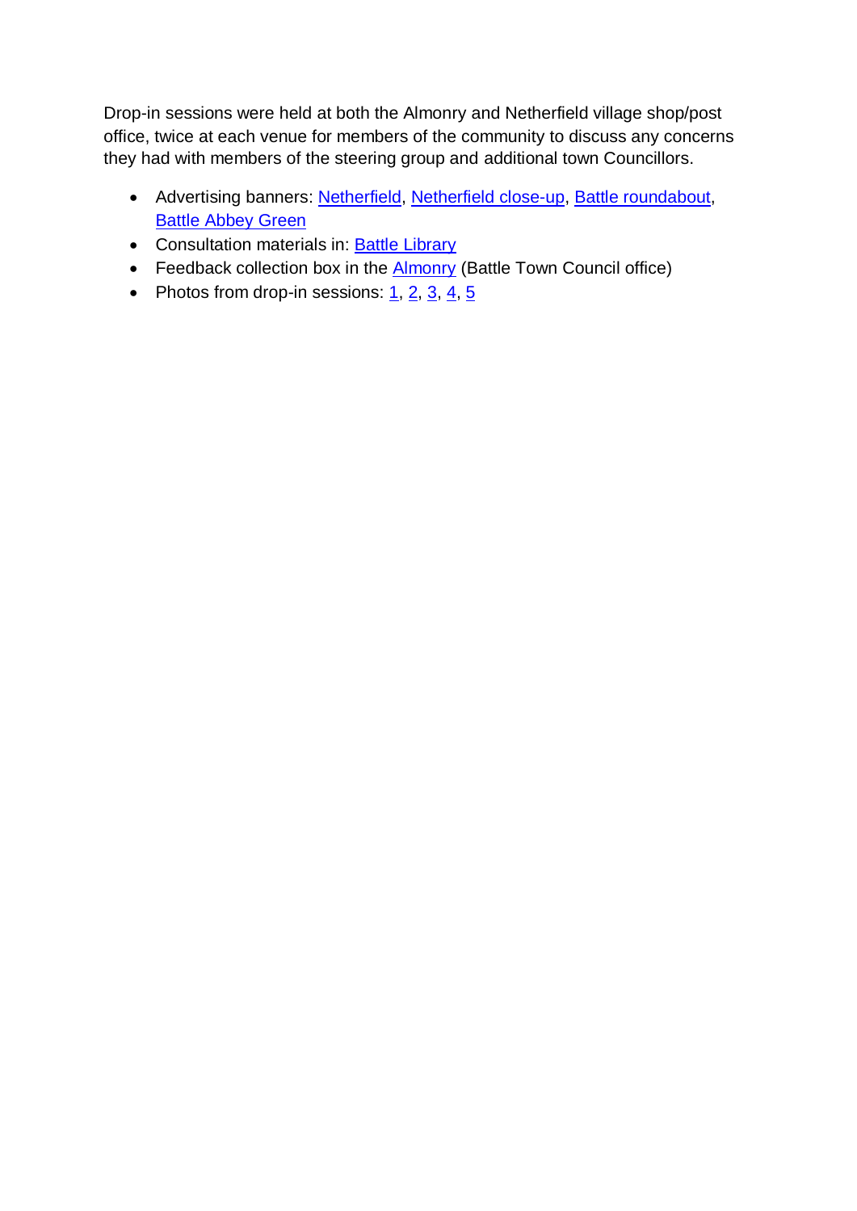Drop-in sessions were held at both the Almonry and Netherfield village shop/post office, twice at each venue for members of the community to discuss any concerns they had with members of the steering group and additional town Councillors.

- Advertising banners: Netherfield, Netherfield close-up, Battle roundabout, Battle Abbey Green
- Consultation materials in: Battle Library
- Feedback collection box in the Almonry (Battle Town Council office)
- Photos from drop-in sessions: 1, 2, 3, 4, 5